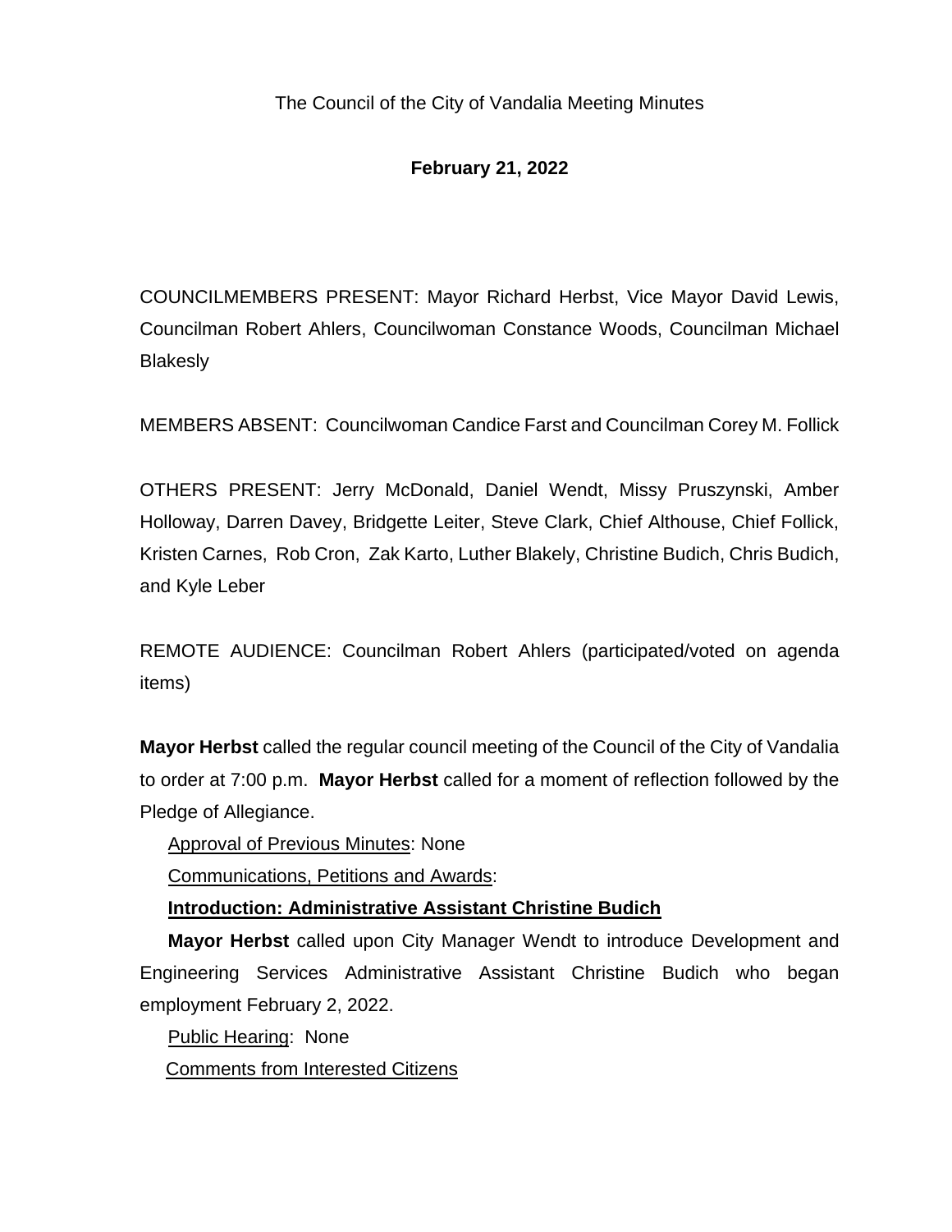The Council of the City of Vandalia Meeting Minutes

**February 21, 2022**

COUNCILMEMBERS PRESENT: Mayor Richard Herbst, Vice Mayor David Lewis, Councilman Robert Ahlers, Councilwoman Constance Woods, Councilman Michael Blakesly

MEMBERS ABSENT: Councilwoman Candice Farst and Councilman Corey M. Follick

OTHERS PRESENT: Jerry McDonald, Daniel Wendt, Missy Pruszynski, Amber Holloway, Darren Davey, Bridgette Leiter, Steve Clark, Chief Althouse, Chief Follick, Kristen Carnes, Rob Cron, Zak Karto, Luther Blakely, Christine Budich, Chris Budich, and Kyle Leber

REMOTE AUDIENCE: Councilman Robert Ahlers (participated/voted on agenda items)

**Mayor Herbst** called the regular council meeting of the Council of the City of Vandalia to order at 7:00 p.m. **Mayor Herbst** called for a moment of reflection followed by the Pledge of Allegiance.

Approval of Previous Minutes: None

Communications, Petitions and Awards:

**Introduction: Administrative Assistant Christine Budich**

**Mayor Herbst** called upon City Manager Wendt to introduce Development and Engineering Services Administrative Assistant Christine Budich who began employment February 2, 2022.

Public Hearing: None

Comments from Interested Citizens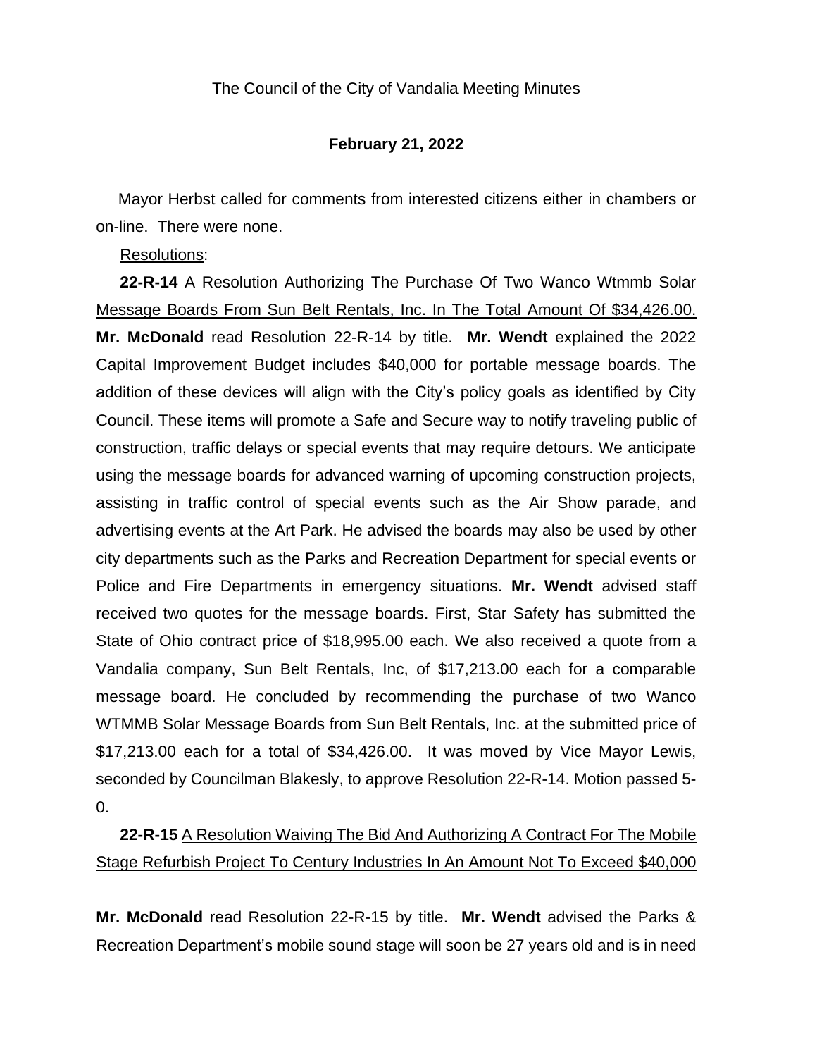The Council of the City of Vandalia Meeting Minutes

**February 21, 2022**

Mayor Herbst called for comments from interested citizens either in chambers or on-line. There were none.

Resolutions:

**22-R-14** A Resolution Authorizing The Purchase Of Two Wanco Wtmmb Solar Message Boards From Sun Belt Rentals, Inc. In The Total Amount Of $34,426.00. **Mr. McDonald** read Resolution 22-R-14 by title. **Mr. Wendt** explained the 2022 Capital Improvement Budget includes $40,000 for portable message boards. The addition of these devices will align with the City's policy goals as identified by City Council. These items will promote a Safe and Secure way to notify traveling public of construction, traffic delays or special events that may require detours. We anticipate using the message boards for advanced warning of upcoming construction projects, assisting in traffic control of special events such as the Air Show parade, and advertising events at the Art Park. He advised the boards may also be used by other city departments such as the Parks and Recreation Department for special events or Police and Fire Departments in emergency situations. **Mr. Wendt** advised staff received two quotes for the message boards. First, Star Safety has submitted the State of Ohio contract price of $18,995.00 each. We also received a quote from a Vandalia company, Sun Belt Rentals, Inc, of $17,213.00 each for a comparable message board. He concluded by recommending the purchase of two Wanco WTMMB Solar Message Boards from Sun Belt Rentals, Inc. at the submitted price of $17,213.00 each for a total of $34,426.00. It was moved by Vice Mayor Lewis, seconded by Councilman Blakesly, to approve Resolution 22-R-14. Motion passed 5-0.

**22-R-15** A Resolution Waiving The Bid And Authorizing A Contract For The Mobile Stage Refurbish Project To Century Industries In An Amount Not To Exceed $40,000

**Mr. McDonald** read Resolution 22-R-15 by title. **Mr. Wendt** advised the Parks & Recreation Department's mobile sound stage will soon be 27 years old and is in need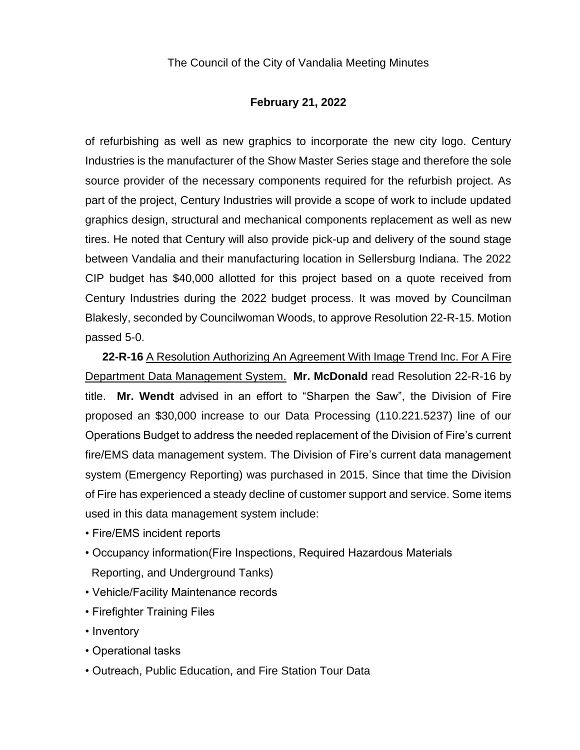of refurbishing as well as new graphics to incorporate the new city logo. Century Industries is the manufacturer of the Show Master Series stage and therefore the sole source provider of the necessary components required for the refurbish project. As part of the project, Century Industries will provide a scope of work to include updated graphics design, structural and mechanical components replacement as well as new tires. He noted that Century will also provide pick-up and delivery of the sound stage between Vandalia and their manufacturing location in Sellersburg Indiana. The 2022 CIP budget has $40,000 allotted for this project based on a quote received from Century Industries during the 2022 budget process. It was moved by Councilman Blakesly, seconded by Councilwoman Woods, to approve Resolution 22-R-15. Motion passed 5-0.

**22-R-16** <u>A Resolution Authorizing An Agreement With Image Trend Inc. For A Fire Department Data Management System.</u> **Mr. McDonald** read Resolution 22-R-16 by title. **Mr. Wendt** advised in an effort to "Sharpen the Saw", the Division of Fire proposed an $30,000 increase to our Data Processing (110.221.5237) line of our Operations Budget to address the needed replacement of the Division of Fire's current fire/EMS data management system. The Division of Fire's current data management system (Emergency Reporting) was purchased in 2015. Since that time the Division of Fire has experienced a steady decline of customer support and service. Some items used in this data management system include:

- Fire/EMS incident reports
- Occupancy information(Fire Inspections, Required Hazardous Materials Reporting, and Underground Tanks)
- Vehicle/Facility Maintenance records
- Firefighter Training Files
- Inventory
- Operational tasks
- Outreach, Public Education, and Fire Station Tour Data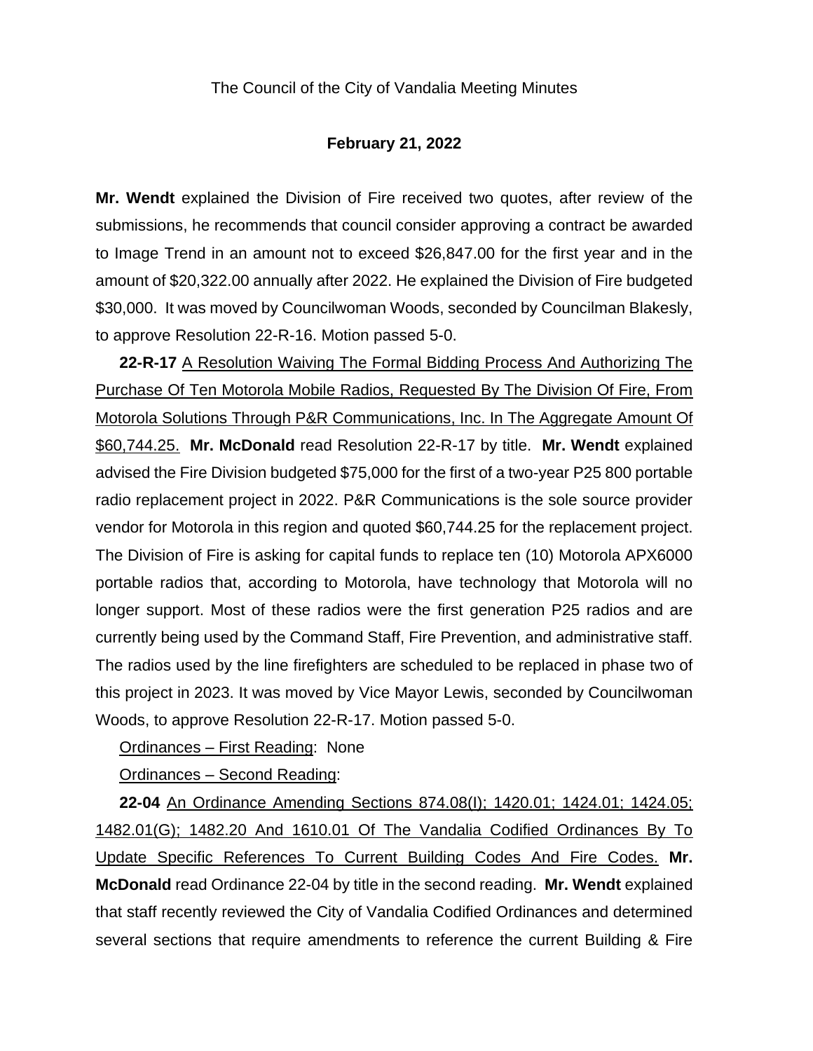The Council of the City of Vandalia Meeting Minutes

**February 21, 2022**

**Mr. Wendt** explained the Division of Fire received two quotes, after review of the submissions, he recommends that council consider approving a contract be awarded to Image Trend in an amount not to exceed $26,847.00 for the first year and in the amount of $20,322.00 annually after 2022. He explained the Division of Fire budgeted $30,000. It was moved by Councilwoman Woods, seconded by Councilman Blakesly, to approve Resolution 22-R-16. Motion passed 5-0.

**22-R-17** <u>A Resolution Waiving The Formal Bidding Process And Authorizing The Purchase Of Ten Motorola Mobile Radios, Requested By The Division Of Fire, From Motorola Solutions Through P&R Communications, Inc. In The Aggregate Amount Of $60,744.25.</u> **Mr. McDonald** read Resolution 22-R-17 by title. **Mr. Wendt** explained advised the Fire Division budgeted $75,000 for the first of a two-year P25 800 portable radio replacement project in 2022. P&R Communications is the sole source provider vendor for Motorola in this region and quoted $60,744.25 for the replacement project. The Division of Fire is asking for capital funds to replace ten (10) Motorola APX6000 portable radios that, according to Motorola, have technology that Motorola will no longer support. Most of these radios were the first generation P25 radios and are currently being used by the Command Staff, Fire Prevention, and administrative staff. The radios used by the line firefighters are scheduled to be replaced in phase two of this project in 2023. It was moved by Vice Mayor Lewis, seconded by Councilwoman Woods, to approve Resolution 22-R-17. Motion passed 5-0.

<u>Ordinances – First Reading</u>: None

<u>Ordinances – Second Reading</u>:

**22-04** <u>An Ordinance Amending Sections 874.08(I); 1420.01; 1424.01; 1424.05; 1482.01(G); 1482.20 And 1610.01 Of The Vandalia Codified Ordinances By To Update Specific References To Current Building Codes And Fire Codes.</u> **Mr. McDonald** read Ordinance 22-04 by title in the second reading. **Mr. Wendt** explained that staff recently reviewed the City of Vandalia Codified Ordinances and determined several sections that require amendments to reference the current Building & Fire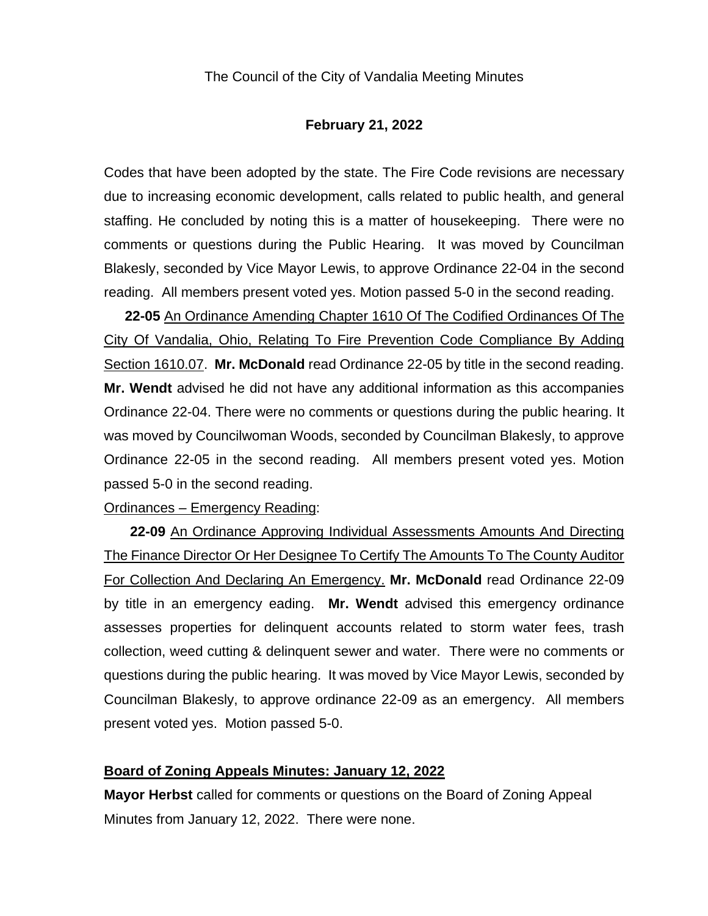Codes that have been adopted by the state. The Fire Code revisions are necessary due to increasing economic development, calls related to public health, and general staffing. He concluded by noting this is a matter of housekeeping. There were no comments or questions during the Public Hearing. It was moved by Councilman Blakesly, seconded by Vice Mayor Lewis, to approve Ordinance 22-04 in the second reading. All members present voted yes. Motion passed 5-0 in the second reading.

**22-05** An Ordinance Amending Chapter 1610 Of The Codified Ordinances Of The City Of Vandalia, Ohio, Relating To Fire Prevention Code Compliance By Adding Section 1610.07. **Mr. McDonald** read Ordinance 22-05 by title in the second reading. **Mr. Wendt** advised he did not have any additional information as this accompanies Ordinance 22-04. There were no comments or questions during the public hearing. It was moved by Councilwoman Woods, seconded by Councilman Blakesly, to approve Ordinance 22-05 in the second reading. All members present voted yes. Motion passed 5-0 in the second reading.

Ordinances – Emergency Reading:

**22-09** An Ordinance Approving Individual Assessments Amounts And Directing The Finance Director Or Her Designee To Certify The Amounts To The County Auditor For Collection And Declaring An Emergency. **Mr. McDonald** read Ordinance 22-09 by title in an emergency eading. **Mr. Wendt** advised this emergency ordinance assesses properties for delinquent accounts related to storm water fees, trash collection, weed cutting & delinquent sewer and water. There were no comments or questions during the public hearing. It was moved by Vice Mayor Lewis, seconded by Councilman Blakesly, to approve ordinance 22-09 as an emergency. All members present voted yes. Motion passed 5-0.

**Board of Zoning Appeals Minutes: January 12, 2022**

**Mayor Herbst** called for comments or questions on the Board of Zoning Appeal Minutes from January 12, 2022. There were none.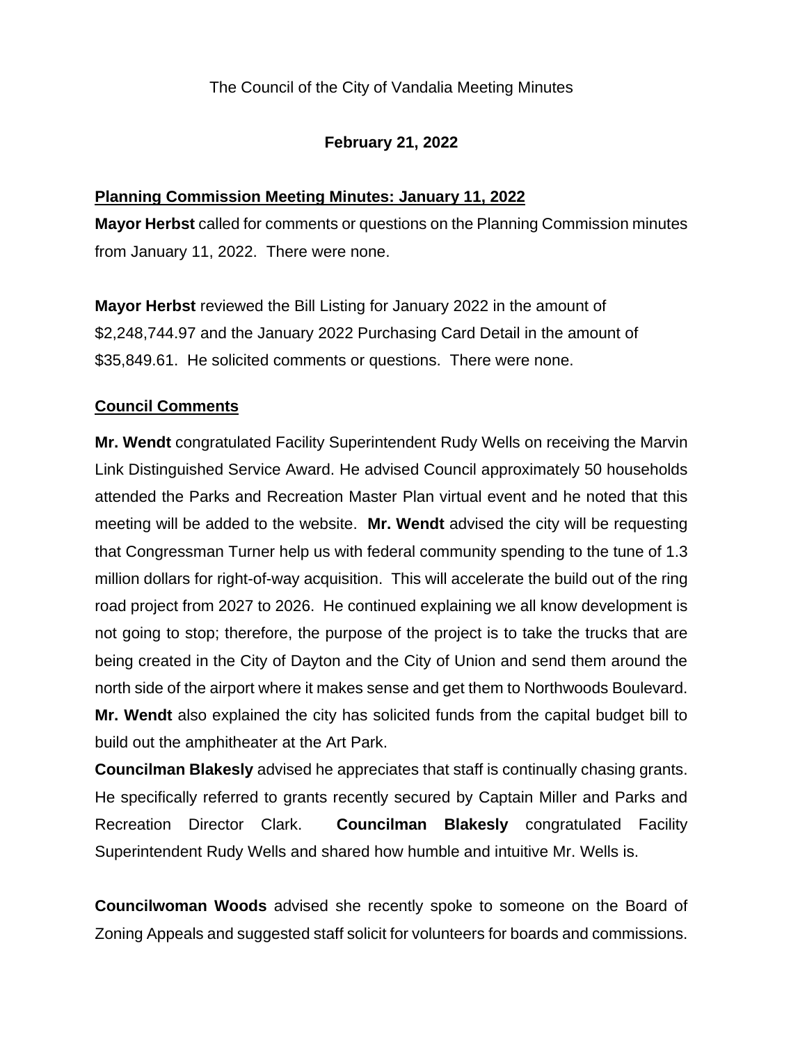The Council of the City of Vandalia Meeting Minutes

**February 21, 2022**

**Planning Commission Meeting Minutes: January 11, 2022**

**Mayor Herbst** called for comments or questions on the Planning Commission minutes from January 11, 2022. There were none.

**Mayor Herbst** reviewed the Bill Listing for January 2022 in the amount of $2,248,744.97 and the January 2022 Purchasing Card Detail in the amount of $35,849.61. He solicited comments or questions. There were none.

**Council Comments**

**Mr. Wendt** congratulated Facility Superintendent Rudy Wells on receiving the Marvin Link Distinguished Service Award. He advised Council approximately 50 households attended the Parks and Recreation Master Plan virtual event and he noted that this meeting will be added to the website. **Mr. Wendt** advised the city will be requesting that Congressman Turner help us with federal community spending to the tune of 1.3 million dollars for right-of-way acquisition. This will accelerate the build out of the ring road project from 2027 to 2026. He continued explaining we all know development is not going to stop; therefore, the purpose of the project is to take the trucks that are being created in the City of Dayton and the City of Union and send them around the north side of the airport where it makes sense and get them to Northwoods Boulevard. **Mr. Wendt** also explained the city has solicited funds from the capital budget bill to build out the amphitheater at the Art Park.

**Councilman Blakesly** advised he appreciates that staff is continually chasing grants. He specifically referred to grants recently secured by Captain Miller and Parks and Recreation Director Clark. **Councilman Blakesly** congratulated Facility Superintendent Rudy Wells and shared how humble and intuitive Mr. Wells is.

**Councilwoman Woods** advised she recently spoke to someone on the Board of Zoning Appeals and suggested staff solicit for volunteers for boards and commissions.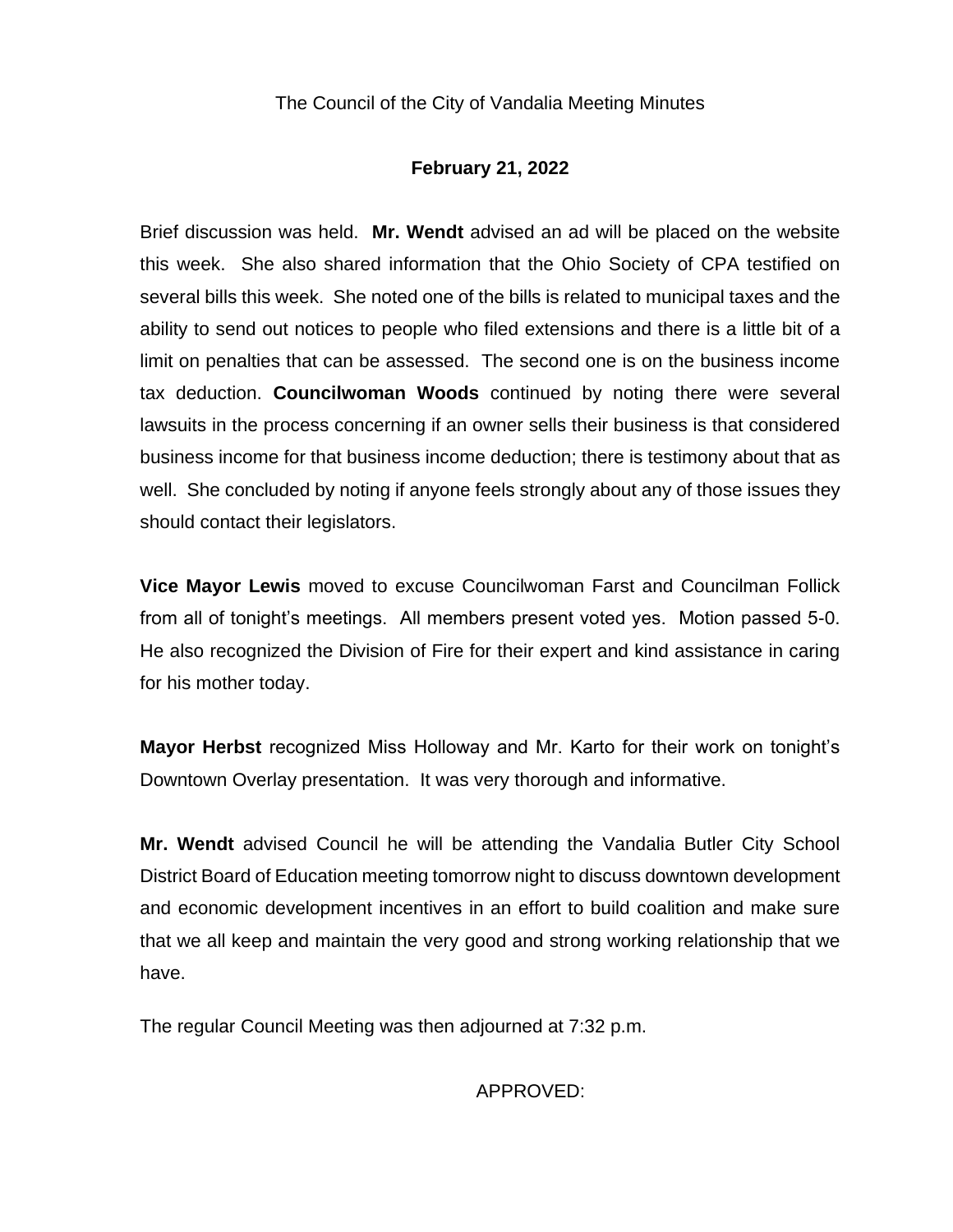The Council of the City of Vandalia Meeting Minutes

**February 21, 2022**

Brief discussion was held. **Mr. Wendt** advised an ad will be placed on the website this week. She also shared information that the Ohio Society of CPA testified on several bills this week. She noted one of the bills is related to municipal taxes and the ability to send out notices to people who filed extensions and there is a little bit of a limit on penalties that can be assessed. The second one is on the business income tax deduction. **Councilwoman Woods** continued by noting there were several lawsuits in the process concerning if an owner sells their business is that considered business income for that business income deduction; there is testimony about that as well. She concluded by noting if anyone feels strongly about any of those issues they should contact their legislators.

**Vice Mayor Lewis** moved to excuse Councilwoman Farst and Councilman Follick from all of tonight's meetings. All members present voted yes. Motion passed 5-0. He also recognized the Division of Fire for their expert and kind assistance in caring for his mother today.

**Mayor Herbst** recognized Miss Holloway and Mr. Karto for their work on tonight's Downtown Overlay presentation. It was very thorough and informative.

**Mr. Wendt** advised Council he will be attending the Vandalia Butler City School District Board of Education meeting tomorrow night to discuss downtown development and economic development incentives in an effort to build coalition and make sure that we all keep and maintain the very good and strong working relationship that we have.

The regular Council Meeting was then adjourned at 7:32 p.m.

APPROVED: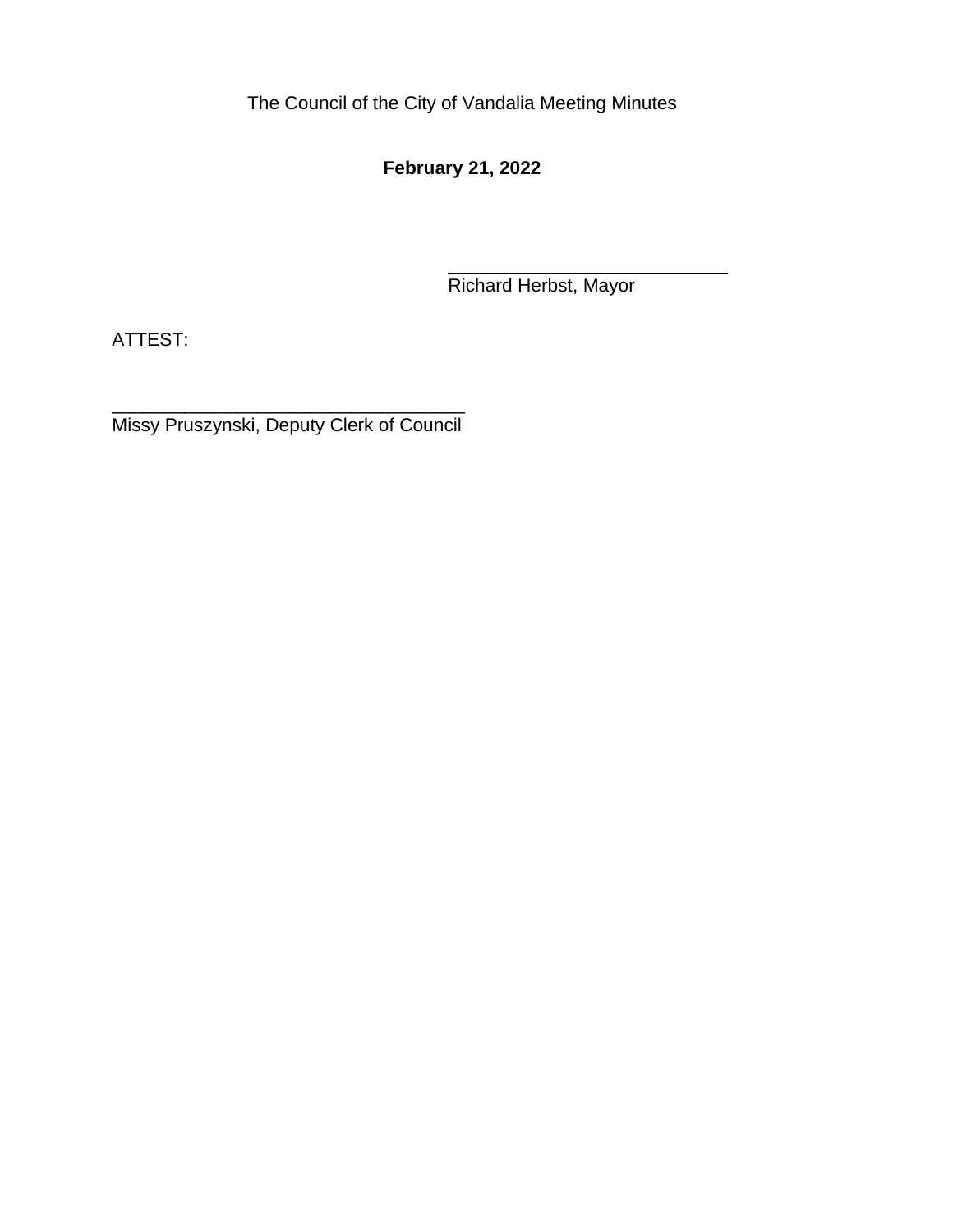The Council of the City of Vandalia Meeting Minutes

**February 21, 2022**

\_\_\_\_\_\_\_\_\_\_\_\_\_\_\_\_\_\_\_\_\_\_\_\_\_\_\_\_\_\_
Richard Herbst, Mayor

ATTEST:

\_\_\_\_\_\_\_\_\_\_\_\_\_\_\_\_\_\_\_\_\_\_\_\_\_\_\_\_\_\_\_\_\_\_\_
Missy Pruszynski, Deputy Clerk of Council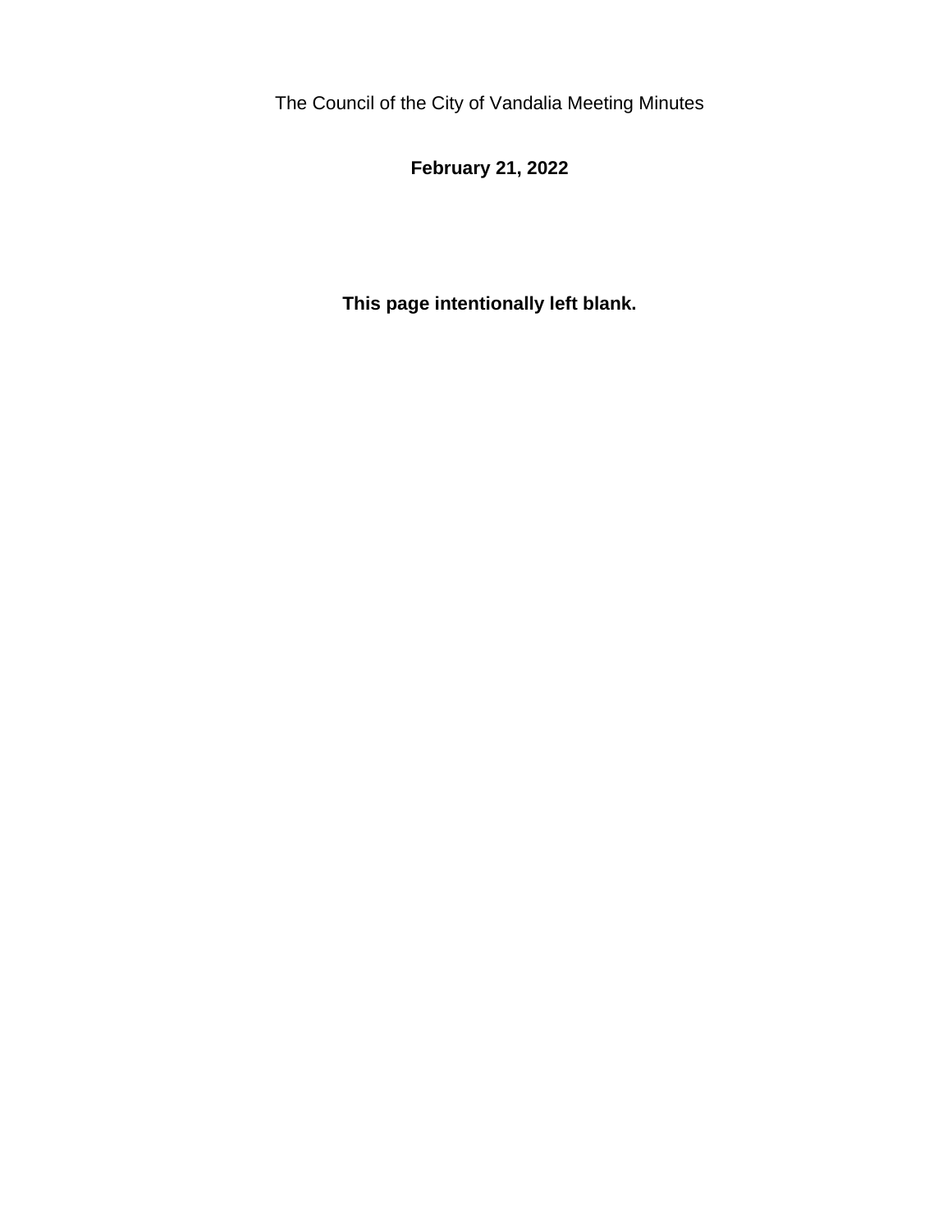The Council of the City of Vandalia Meeting Minutes

**February 21, 2022**

**This page intentionally left blank.**